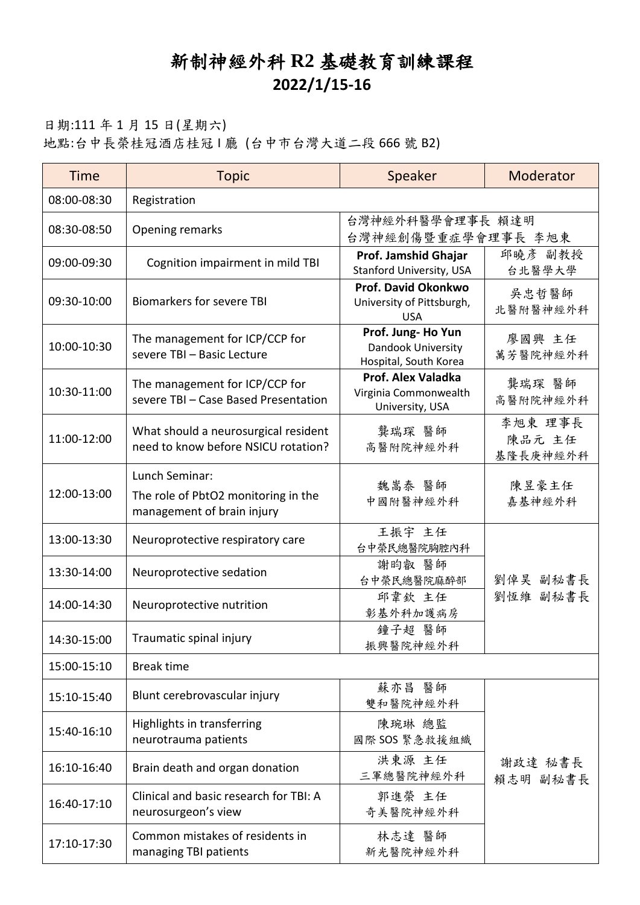# 新制神經外科 R2 基礎教育訓練課程
## 2022/1/15-16

日期:111 年 1 月 15 日(星期六)
地點:台中長榮桂冠酒店桂冠 I 廳 (台中市台灣大道二段 666 號 B2)

| Time | Topic | Speaker | Moderator |
|---|---|---|---|
| 08:00-08:30 | Registration | | |
| 08:30-08:50 | Opening remarks | 台灣神經外科醫學會理事長 賴達明<br>台灣神經創傷暨重症學會理事長 李旭東 | |
| 09:00-09:30 | Cognition impairment in mild TBI | **Prof. Jamshid Ghajar**<br>Stanford University, USA | 邱曉彥 副教授<br>台北醫學大學 |
| 09:30-10:00 | Biomarkers for severe TBI | **Prof. David Okonkwo**<br>University of Pittsburgh, USA | 吳忠哲醫師<br>北醫附醫神經外科 |
| 10:00-10:30 | The management for ICP/CCP for severe TBI – Basic Lecture | **Prof. Jung- Ho Yun**<br>Dandook University Hospital, South Korea | 廖國興 主任<br>萬芳醫院神經外科 |
| 10:30-11:00 | The management for ICP/CCP for severe TBI – Case Based Presentation | **Prof. Alex Valadka**<br>Virginia Commonwealth University, USA | 龔瑞琛 醫師<br>高醫附院神經外科 |
| 11:00-12:00 | What should a neurosurgical resident need to know before NSICU rotation? | 龔瑞琛 醫師<br>高醫附院神經外科 | 李旭東 理事長<br>陳品元 主任<br>基隆長庚神經外科 |
| 12:00-13:00 | Lunch Seminar:<br>The role of PbtO2 monitoring in the management of brain injury | 魏嵩泰 醫師<br>中國附醫神經外科 | 陳昱豪主任<br>嘉基神經外科 |
| 13:00-13:30 | Neuroprotective respiratory care | 王振宇 主任<br>台中榮民總醫院胸腔內科 | 劉倬昊 副秘書長<br>劉恆維 副秘書長 |
| 13:30-14:00 | Neuroprotective sedation | 謝昀叡 醫師<br>台中榮民總醫院麻醉部 | |
| 14:00-14:30 | Neuroprotective nutrition | 邱韋欽 主任<br>彰基外科加護病房 | |
| 14:30-15:00 | Traumatic spinal injury | 鐘子超 醫師<br>振興醫院神經外科 | |
| 15:00-15:10 | Break time | | |
| 15:10-15:40 | Blunt cerebrovascular injury | 蘇亦昌 醫師<br>雙和醫院神經外科 | 謝政達 秘書長<br>賴志明 副秘書長 |
| 15:40-16:10 | Highlights in transferring neurotrauma patients | 陳琬琳 總監<br>國際 SOS 緊急救援組織 | |
| 16:10-16:40 | Brain death and organ donation | 洪東源 主任<br>三軍總醫院神經外科 | |
| 16:40-17:10 | Clinical and basic research for TBI: A neurosurgeon's view | 郭進榮 主任<br>奇美醫院神經外科 | |
| 17:10-17:30 | Common mistakes of residents in managing TBI patients | 林志達 醫師<br>新光醫院神經外科 | |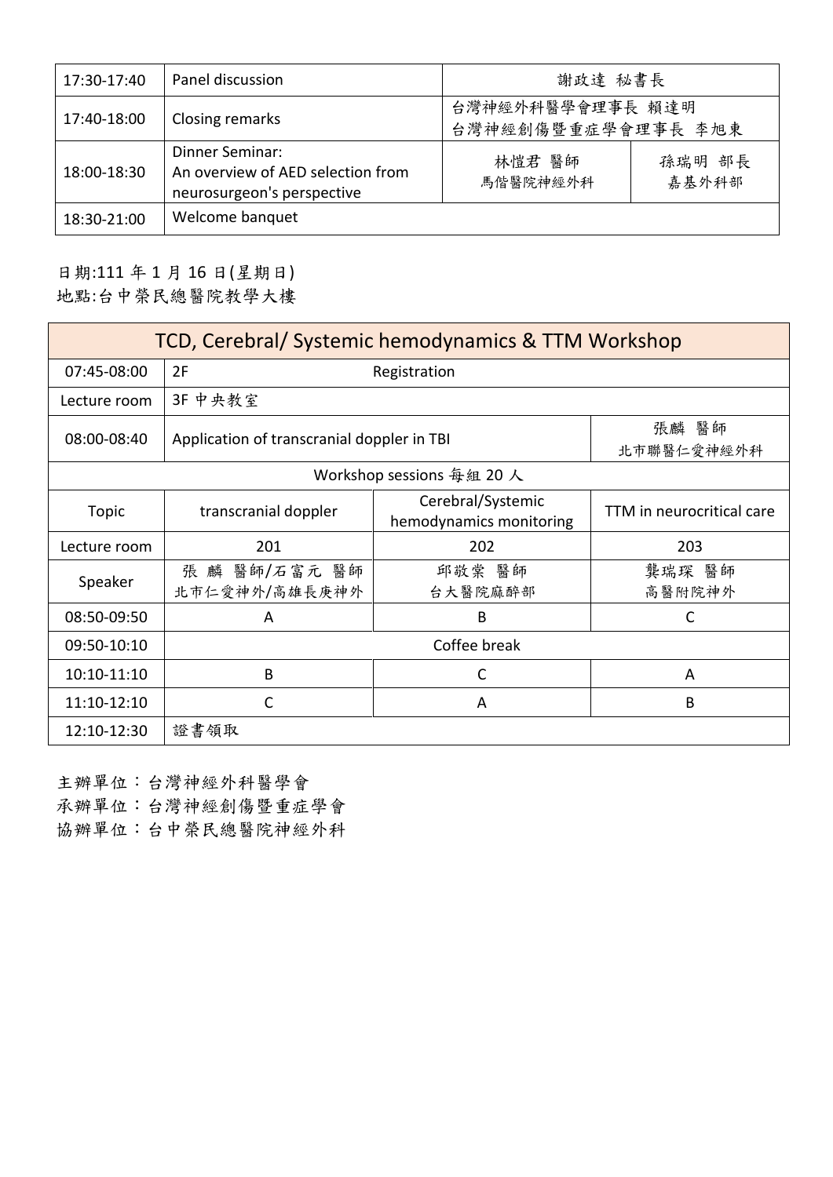| | | | |
|---|---|---|---|
| 17:30-17:40 | Panel discussion | 謝政達 秘書長 | |
| 17:40-18:00 | Closing remarks | 台灣神經外科醫學會理事長 賴達明<br>台灣神經創傷暨重症學會理事長 李旭東 | |
| 18:00-18:30 | Dinner Seminar:<br>An overview of AED selection from neurosurgeon's perspective | 林愷君 醫師<br>馬偕醫院神經外科 | 孫瑞明 部長<br>嘉基外科部 |
| 18:30-21:00 | Welcome banquet | | |

日期:111 年 1 月 16 日(星期日)

地點:台中榮民總醫院教學大樓

| TCD, Cerebral/ Systemic hemodynamics & TTM Workshop | | | |
|---|---|---|---|
| 07:45-08:00 | 2F Registration | | |
| Lecture room | 3F 中央教室 | | |
| 08:00-08:40 | Application of transcranial doppler in TBI | | 張麟 醫師<br>北市聯醫仁愛神經外科 |
| Workshop sessions 每組 20 人 | | | |
| Topic | transcranial doppler | Cerebral/Systemic hemodynamics monitoring | TTM in neurocritical care |
| Lecture room | 201 | 202 | 203 |
| Speaker | 張 麟 醫師/石富元 醫師<br>北市仁愛神外/高雄長庚神外 | 邱敬棠 醫師<br>台大醫院麻醉部 | 龔瑞琛 醫師<br>高醫附院神外 |
| 08:50-09:50 | A | B | C |
| 09:50-10:10 | Coffee break | | |
| 10:10-11:10 | B | C | A |
| 11:10-12:10 | C | A | B |
| 12:10-12:30 | 證書領取 | | |

主辦單位：台灣神經外科醫學會

承辦單位：台灣神經創傷暨重症學會

協辦單位：台中榮民總醫院神經外科